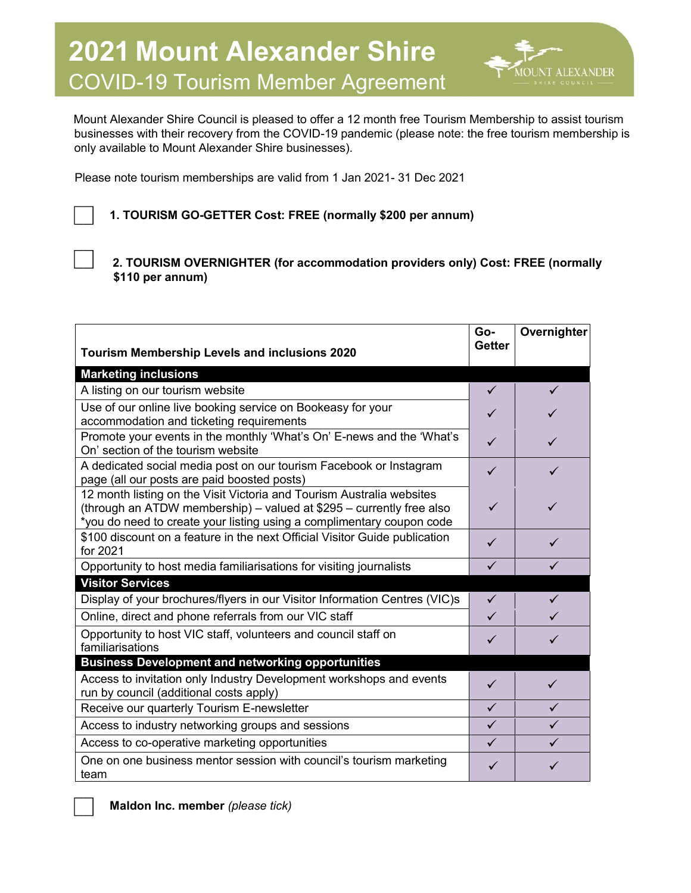# 2021 Mount Alexander Shire

## COVID-19 Tourism Member Agreement

Mount Alexander Shire Council is pleased to offer a 12 month free Tourism Membership to assist tourism businesses with their recovery from the COVID-19 pandemic (please note: the free tourism membership is only available to Mount Alexander Shire businesses).

Please note tourism memberships are valid from 1 Jan 2021- 31 Dec 2021

☐ **1. TOURISM GO-GETTER Cost: FREE (normally $200 per annum)**

☐ **2. TOURISM OVERNIGHTER (for accommodation providers only) Cost: FREE (normally $110 per annum)**

| Tourism Membership Levels and inclusions 2020 | Go-Getter | Overnighter |
|---|---|---|
| **Marketing inclusions** | | |
| A listing on our tourism website | ✓ | ✓ |
| Use of our online live booking service on Bookeasy for your accommodation and ticketing requirements | ✓ | ✓ |
| Promote your events in the monthly 'What's On' E-news and the 'What's On' section of the tourism website | ✓ | ✓ |
| A dedicated social media post on our tourism Facebook or Instagram page (all our posts are paid boosted posts) | ✓ | ✓ |
| 12 month listing on the Visit Victoria and Tourism Australia websites (through an ATDW membership) – valued at $295 – currently free also *you do need to create your listing using a complimentary coupon code | ✓ | ✓ |
| $100 discount on a feature in the next Official Visitor Guide publication for 2021 | ✓ | ✓ |
| Opportunity to host media familiarisations for visiting journalists | ✓ | ✓ |
| **Visitor Services** | | |
| Display of your brochures/flyers in our Visitor Information Centres (VIC)s | ✓ | ✓ |
| Online, direct and phone referrals from our VIC staff | ✓ | ✓ |
| Opportunity to host VIC staff, volunteers and council staff on familiarisations | ✓ | ✓ |
| **Business Development and networking opportunities** | | |
| Access to invitation only Industry Development workshops and events run by council (additional costs apply) | ✓ | ✓ |
| Receive our quarterly Tourism E-newsletter | ✓ | ✓ |
| Access to industry networking groups and sessions | ✓ | ✓ |
| Access to co-operative marketing opportunities | ✓ | ✓ |
| One on one business mentor session with council's tourism marketing team | ✓ | ✓ |

☐ **Maldon Inc. member** *(please tick)*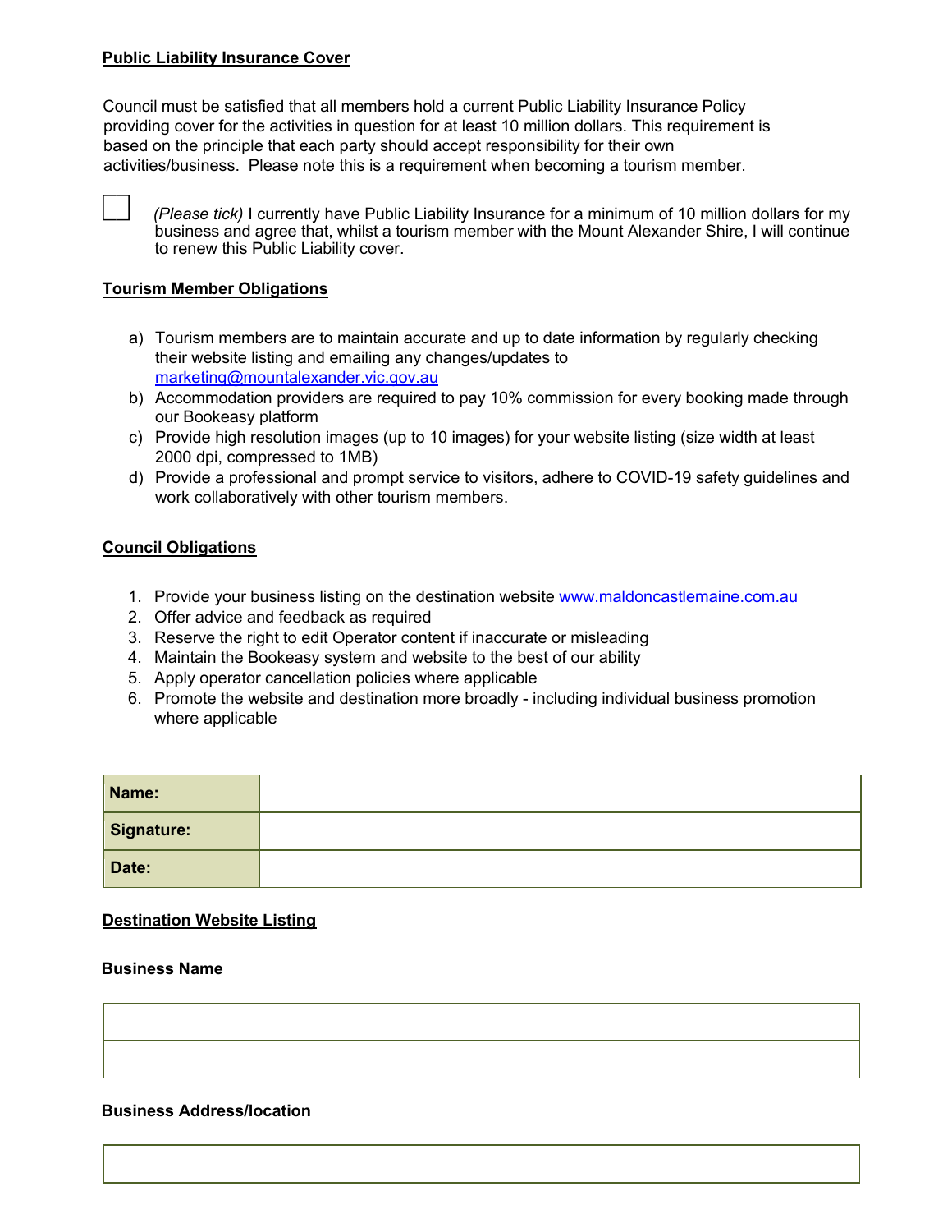**Public Liability Insurance Cover**

Council must be satisfied that all members hold a current Public Liability Insurance Policy providing cover for the activities in question for at least 10 million dollars. This requirement is based on the principle that each party should accept responsibility for their own activities/business. Please note this is a requirement when becoming a tourism member.

☐ *(Please tick)* I currently have Public Liability Insurance for a minimum of 10 million dollars for my business and agree that, whilst a tourism member with the Mount Alexander Shire, I will continue to renew this Public Liability cover.

**Tourism Member Obligations**

a) Tourism members are to maintain accurate and up to date information by regularly checking their website listing and emailing any changes/updates to marketing@mountalexander.vic.gov.au
b) Accommodation providers are required to pay 10% commission for every booking made through our Bookeasy platform
c) Provide high resolution images (up to 10 images) for your website listing (size width at least 2000 dpi, compressed to 1MB)
d) Provide a professional and prompt service to visitors, adhere to COVID-19 safety guidelines and work collaboratively with other tourism members.

**Council Obligations**

1. Provide your business listing on the destination website www.maldoncastlemaine.com.au
2. Offer advice and feedback as required
3. Reserve the right to edit Operator content if inaccurate or misleading
4. Maintain the Bookeasy system and website to the best of our ability
5. Apply operator cancellation policies where applicable
6. Promote the website and destination more broadly - including individual business promotion where applicable

| **Name:** | |
|---|---|
| **Signature:** | |
| **Date:** | |

**Destination Website Listing**

**Business Name**

| |
|---|
| |

**Business Address/location**

| |
|---|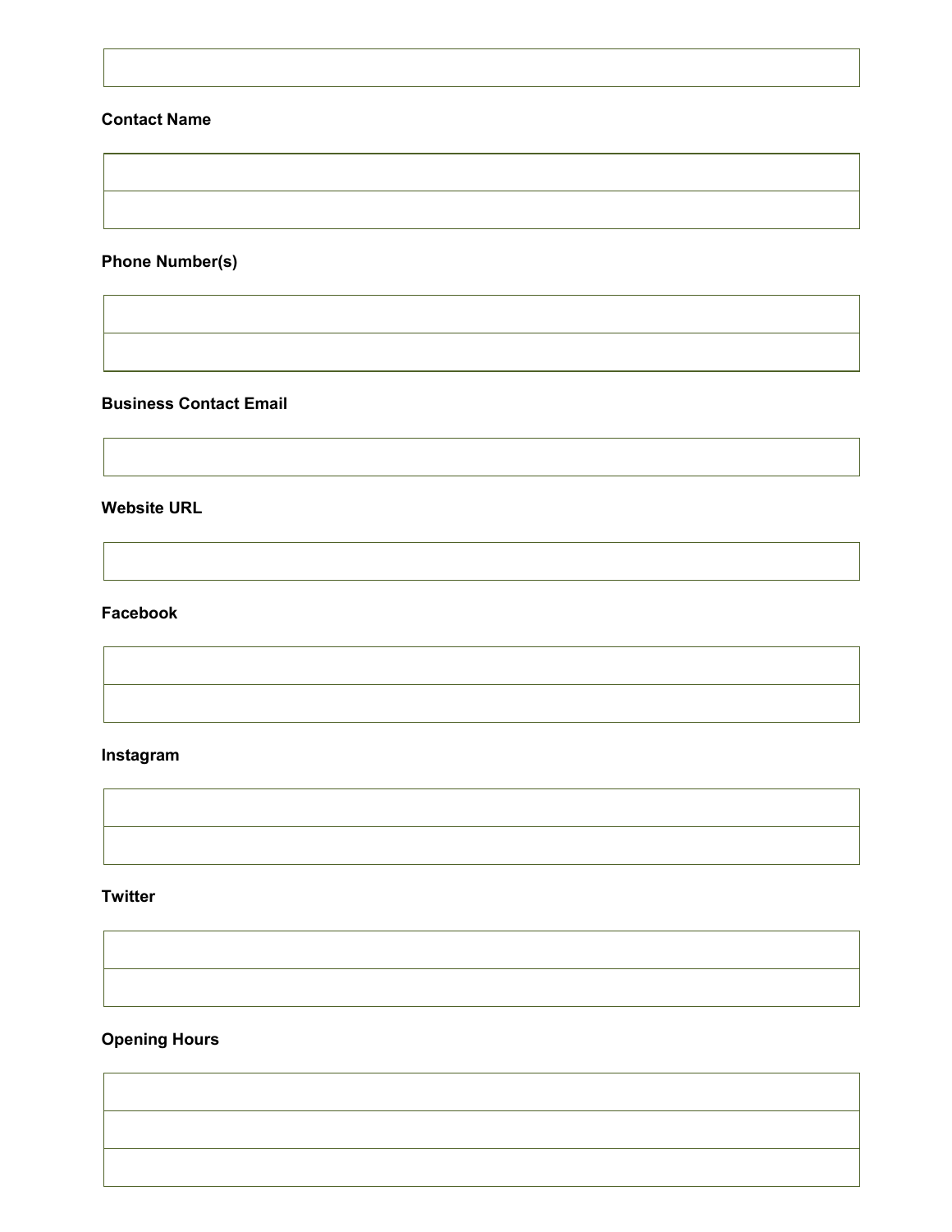| |
|---|

**Contact Name**

| |
|---|
| |

**Phone Number(s)**

| |
|---|
| |

**Business Contact Email**

| |
|---|

**Website URL**

| |
|---|

**Facebook**

| |
|---|
| |

**Instagram**

| |
|---|
| |

**Twitter**

| |
|---|
| |

**Opening Hours**

| |
|---|
| |
| |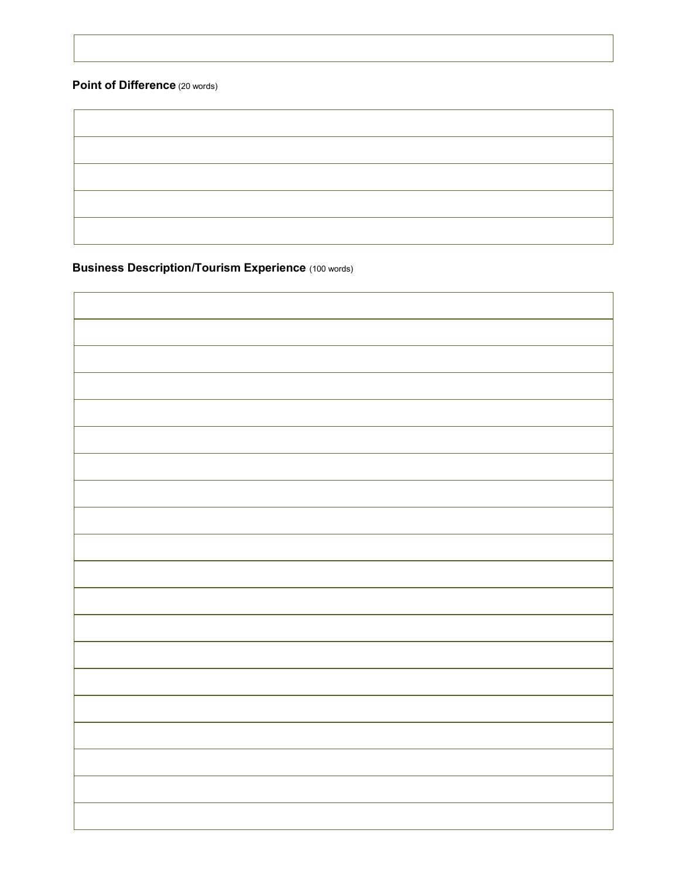**Point of Difference** (20 words)

**Business Description/Tourism Experience** (100 words)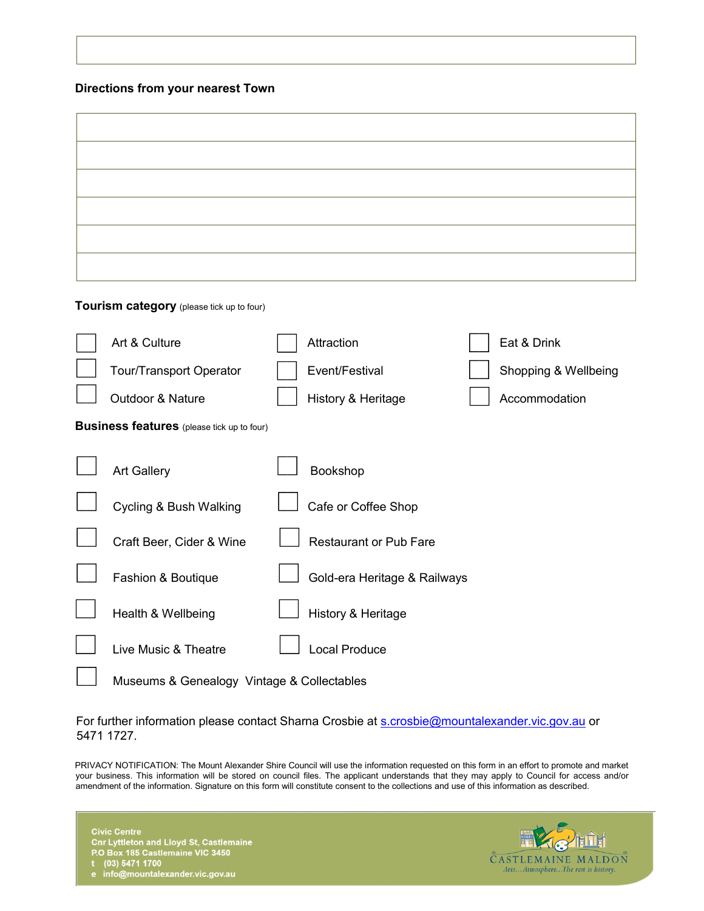**Directions from your nearest Town**

| |
|---|
| |
| |
| |
| |
| |
| |

**Tourism category** (please tick up to four)

- ☐ Art & Culture
- ☐ Attraction
- ☐ Eat & Drink
- ☐ Tour/Transport Operator
- ☐ Event/Festival
- ☐ Shopping & Wellbeing
- ☐ Outdoor & Nature
- ☐ History & Heritage
- ☐ Accommodation

**Business features** (please tick up to four)

- ☐ Art Gallery
- ☐ Bookshop
- ☐ Cycling & Bush Walking
- ☐ Cafe or Coffee Shop
- ☐ Craft Beer, Cider & Wine
- ☐ Restaurant or Pub Fare
- ☐ Fashion & Boutique
- ☐ Gold-era Heritage & Railways
- ☐ Health & Wellbeing
- ☐ History & Heritage
- ☐ Live Music & Theatre
- ☐ Local Produce
- ☐ Museums & Genealogy Vintage & Collectables

For further information please contact Sharna Crosbie at s.crosbie@mountalexander.vic.gov.au or 5471 1727.

PRIVACY NOTIFICATION: The Mount Alexander Shire Council will use the information requested on this form in an effort to promote and market your business. This information will be stored on council files. The applicant understands that they may apply to Council for access and/or amendment of the information. Signature on this form will constitute consent to the collections and use of this information as described.

**Civic Centre**
**Cnr Lyttleton and Lloyd St, Castlemaine**
**P.O Box 185 Castlemaine VIC 3450**
**t (03) 5471 1700**
**e info@mountalexander.vic.gov.au**

CASTLEMAINE MALDON
*Arts….Atmosphere…The rest is history.*